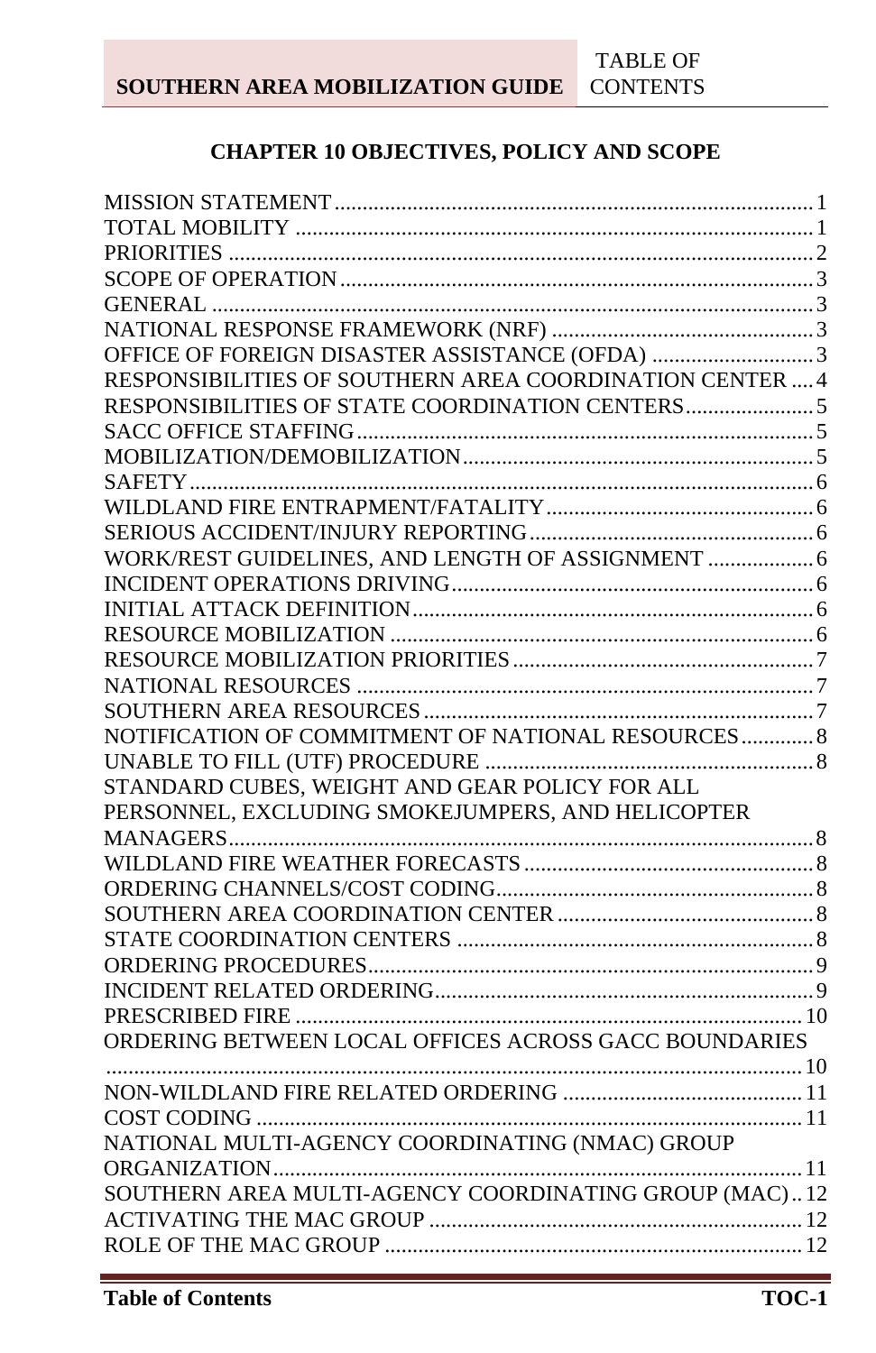## CHAPTER 10 OBJECTIVES, POLICY AND SCOPE

| | |
|---|---|
| MISSION STATEMENT | 1 |
| TOTAL MOBILITY | 1 |
| PRIORITIES | 2 |
| SCOPE OF OPERATION | 3 |
| GENERAL | 3 |
| NATIONAL RESPONSE FRAMEWORK (NRF) | 3 |
| OFFICE OF FOREIGN DISASTER ASSISTANCE (OFDA) | 3 |
| RESPONSIBILITIES OF SOUTHERN AREA COORDINATION CENTER | 4 |
| RESPONSIBILITIES OF STATE COORDINATION CENTERS | 5 |
| SACC OFFICE STAFFING | 5 |
| MOBILIZATION/DEMOBILIZATION | 5 |
| SAFETY | 6 |
| WILDLAND FIRE ENTRAPMENT/FATALITY | 6 |
| SERIOUS ACCIDENT/INJURY REPORTING | 6 |
| WORK/REST GUIDELINES, AND LENGTH OF ASSIGNMENT | 6 |
| INCIDENT OPERATIONS DRIVING | 6 |
| INITIAL ATTACK DEFINITION | 6 |
| RESOURCE MOBILIZATION | 6 |
| RESOURCE MOBILIZATION PRIORITIES | 7 |
| NATIONAL RESOURCES | 7 |
| SOUTHERN AREA RESOURCES | 7 |
| NOTIFICATION OF COMMITMENT OF NATIONAL RESOURCES | 8 |
| UNABLE TO FILL (UTF) PROCEDURE | 8 |
| STANDARD CUBES, WEIGHT AND GEAR POLICY FOR ALL PERSONNEL, EXCLUDING SMOKEJUMPERS, AND HELICOPTER MANAGERS | 8 |
| WILDLAND FIRE WEATHER FORECASTS | 8 |
| ORDERING CHANNELS/COST CODING | 8 |
| SOUTHERN AREA COORDINATION CENTER | 8 |
| STATE COORDINATION CENTERS | 8 |
| ORDERING PROCEDURES | 9 |
| INCIDENT RELATED ORDERING | 9 |
| PRESCRIBED FIRE | 10 |
| ORDERING BETWEEN LOCAL OFFICES ACROSS GACC BOUNDARIES | 10 |
| NON-WILDLAND FIRE RELATED ORDERING | 11 |
| COST CODING | 11 |
| NATIONAL MULTI-AGENCY COORDINATING (NMAC) GROUP ORGANIZATION | 11 |
| SOUTHERN AREA MULTI-AGENCY COORDINATING GROUP (MAC) | 12 |
| ACTIVATING THE MAC GROUP | 12 |
| ROLE OF THE MAC GROUP | 12 |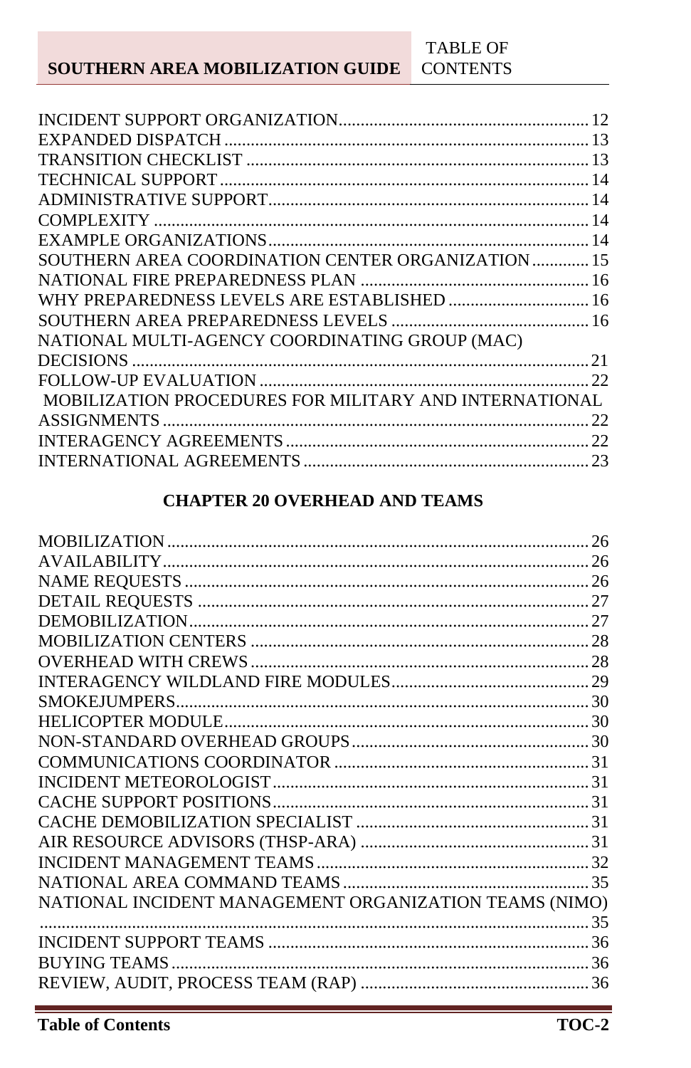INCIDENT SUPPORT ORGANIZATION........................................................12
EXPANDED DISPATCH ..................................................................................13
TRANSITION CHECKLIST ............................................................................13
TECHNICAL SUPPORT ..................................................................................14
ADMINISTRATIVE SUPPORT.........................................................................14
COMPLEXITY ................................................................................................14
EXAMPLE ORGANIZATIONS........................................................................14
SOUTHERN AREA COORDINATION CENTER ORGANIZATION.............15
NATIONAL FIRE PREPAREDNESS PLAN ...................................................16
WHY PREPAREDNESS LEVELS ARE ESTABLISHED ...............................16
SOUTHERN AREA PREPAREDNESS LEVELS ............................................16
NATIONAL MULTI-AGENCY COORDINATING GROUP (MAC) DECISIONS ......................................................................................................21
FOLLOW-UP EVALUATION ..........................................................................22
MOBILIZATION PROCEDURES FOR MILITARY AND INTERNATIONAL ASSIGNMENTS ..............................................................................................22
INTERAGENCY AGREEMENTS ....................................................................22
INTERNATIONAL AGREEMENTS ................................................................23

## CHAPTER 20 OVERHEAD AND TEAMS

MOBILIZATION ................................................................................................26
AVAILABILITY..................................................................................................26
NAME REQUESTS ............................................................................................26
DETAIL REQUESTS .........................................................................................27
DEMOBILIZATION...........................................................................................27
MOBILIZATION CENTERS .............................................................................28
OVERHEAD WITH CREWS .............................................................................28
INTERAGENCY WILDLAND FIRE MODULES.............................................29
SMOKEJUMPERS...............................................................................................30
HELICOPTER MODULE...................................................................................30
NON-STANDARD OVERHEAD GROUPS ......................................................30
COMMUNICATIONS COORDINATOR ..........................................................31
INCIDENT METEOROLOGIST........................................................................31
CACHE SUPPORT POSITIONS........................................................................31
CACHE DEMOBILIZATION SPECIALIST .....................................................31
AIR RESOURCE ADVISORS (THSP-ARA) ....................................................31
INCIDENT MANAGEMENT TEAMS ..............................................................32
NATIONAL AREA COMMAND TEAMS ........................................................35
NATIONAL INCIDENT MANAGEMENT ORGANIZATION TEAMS (NIMO) .............................................................................................................35
INCIDENT SUPPORT TEAMS .........................................................................36
BUYING TEAMS ...............................................................................................36
REVIEW, AUDIT, PROCESS TEAM (RAP) ....................................................36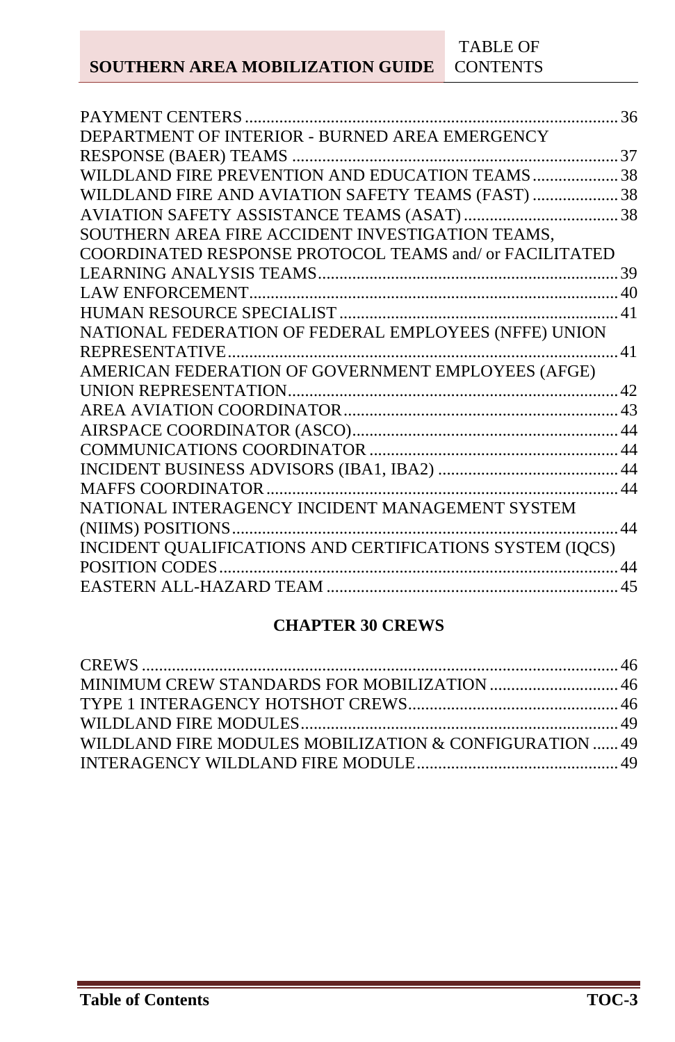PAYMENT CENTERS ........ 36
DEPARTMENT OF INTERIOR - BURNED AREA EMERGENCY RESPONSE (BAER) TEAMS ........ 37
WILDLAND FIRE PREVENTION AND EDUCATION TEAMS ........ 38
WILDLAND FIRE AND AVIATION SAFETY TEAMS (FAST) ........ 38
AVIATION SAFETY ASSISTANCE TEAMS (ASAT) ........ 38
SOUTHERN AREA FIRE ACCIDENT INVESTIGATION TEAMS, COORDINATED RESPONSE PROTOCOL TEAMS and/ or FACILITATED LEARNING ANALYSIS TEAMS ........ 39
LAW ENFORCEMENT ........ 40
HUMAN RESOURCE SPECIALIST ........ 41
NATIONAL FEDERATION OF FEDERAL EMPLOYEES (NFFE) UNION REPRESENTATIVE ........ 41
AMERICAN FEDERATION OF GOVERNMENT EMPLOYEES (AFGE) UNION REPRESENTATION ........ 42
AREA AVIATION COORDINATOR ........ 43
AIRSPACE COORDINATOR (ASCO) ........ 44
COMMUNICATIONS COORDINATOR ........ 44
INCIDENT BUSINESS ADVISORS (IBA1, IBA2) ........ 44
MAFFS COORDINATOR ........ 44
NATIONAL INTERAGENCY INCIDENT MANAGEMENT SYSTEM (NIIMS) POSITIONS ........ 44
INCIDENT QUALIFICATIONS AND CERTIFICATIONS SYSTEM (IQCS) POSITION CODES ........ 44
EASTERN ALL-HAZARD TEAM ........ 45

## CHAPTER 30 CREWS

CREWS ........ 46
MINIMUM CREW STANDARDS FOR MOBILIZATION ........ 46
TYPE 1 INTERAGENCY HOTSHOT CREWS ........ 46
WILDLAND FIRE MODULES ........ 49
WILDLAND FIRE MODULES MOBILIZATION & CONFIGURATION ........ 49
INTERAGENCY WILDLAND FIRE MODULE ........ 49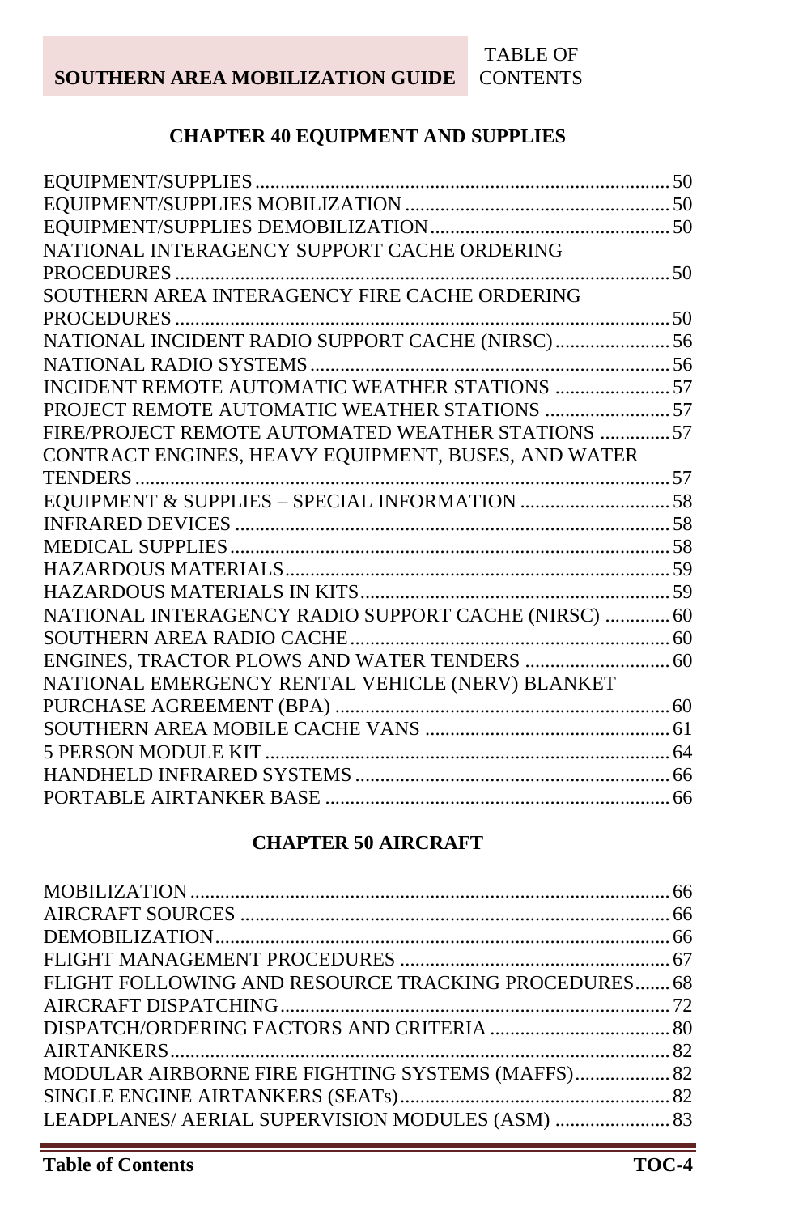## CHAPTER 40 EQUIPMENT AND SUPPLIES

EQUIPMENT/SUPPLIES ........................................................................................ 50
EQUIPMENT/SUPPLIES MOBILIZATION ..................................................... 50
EQUIPMENT/SUPPLIES DEMOBILIZATION ................................................. 50
NATIONAL INTERAGENCY SUPPORT CACHE ORDERING PROCEDURES ........................................................................................................ 50
SOUTHERN AREA INTERAGENCY FIRE CACHE ORDERING PROCEDURES ........................................................................................................ 50
NATIONAL INCIDENT RADIO SUPPORT CACHE (NIRSC) ....................... 56
NATIONAL RADIO SYSTEMS ......................................................................... 56
INCIDENT REMOTE AUTOMATIC WEATHER STATIONS ....................... 57
PROJECT REMOTE AUTOMATIC WEATHER STATIONS ......................... 57
FIRE/PROJECT REMOTE AUTOMATED WEATHER STATIONS .............. 57
CONTRACT ENGINES, HEAVY EQUIPMENT, BUSES, AND WATER TENDERS ............................................................................................................ 57
EQUIPMENT & SUPPLIES – SPECIAL INFORMATION .............................. 58
INFRARED DEVICES ....................................................................................... 58
MEDICAL SUPPLIES ........................................................................................ 58
HAZARDOUS MATERIALS ............................................................................. 59
HAZARDOUS MATERIALS IN KITS .............................................................. 59
NATIONAL INTERAGENCY RADIO SUPPORT CACHE (NIRSC) ............. 60
SOUTHERN AREA RADIO CACHE ................................................................ 60
ENGINES, TRACTOR PLOWS AND WATER TENDERS ............................. 60
NATIONAL EMERGENCY RENTAL VEHICLE (NERV) BLANKET PURCHASE AGREEMENT (BPA) ................................................................... 60
SOUTHERN AREA MOBILE CACHE VANS ................................................. 61
5 PERSON MODULE KIT ................................................................................. 64
HANDHELD INFRARED SYSTEMS ............................................................... 66
PORTABLE AIRTANKER BASE ..................................................................... 66

## CHAPTER 50 AIRCRAFT

MOBILIZATION ................................................................................................. 66
AIRCRAFT SOURCES ...................................................................................... 66
DEMOBILIZATION ........................................................................................... 66
FLIGHT MANAGEMENT PROCEDURES ...................................................... 67
FLIGHT FOLLOWING AND RESOURCE TRACKING PROCEDURES ....... 68
AIRCRAFT DISPATCHING .............................................................................. 72
DISPATCH/ORDERING FACTORS AND CRITERIA .................................... 80
AIRTANKERS .................................................................................................... 82
MODULAR AIRBORNE FIRE FIGHTING SYSTEMS (MAFFS) ................... 82
SINGLE ENGINE AIRTANKERS (SEATs) ...................................................... 82
LEADPLANES/ AERIAL SUPERVISION MODULES (ASM) ....................... 83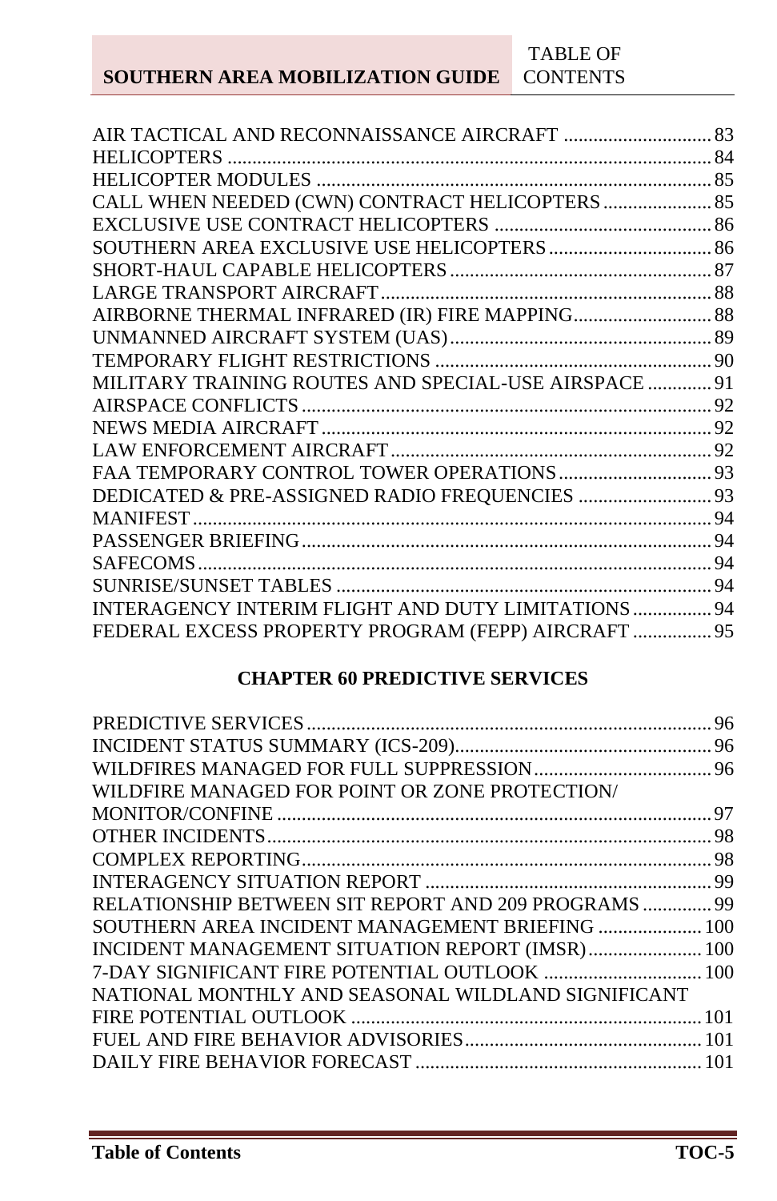AIR TACTICAL AND RECONNAISSANCE AIRCRAFT .......... 83
HELICOPTERS .......... 84
HELICOPTER MODULES .......... 85
CALL WHEN NEEDED (CWN) CONTRACT HELICOPTERS .......... 85
EXCLUSIVE USE CONTRACT HELICOPTERS .......... 86
SOUTHERN AREA EXCLUSIVE USE HELICOPTERS .......... 86
SHORT-HAUL CAPABLE HELICOPTERS .......... 87
LARGE TRANSPORT AIRCRAFT .......... 88
AIRBORNE THERMAL INFRARED (IR) FIRE MAPPING .......... 88
UNMANNED AIRCRAFT SYSTEM (UAS) .......... 89
TEMPORARY FLIGHT RESTRICTIONS .......... 90
MILITARY TRAINING ROUTES AND SPECIAL-USE AIRSPACE .......... 91
AIRSPACE CONFLICTS .......... 92
NEWS MEDIA AIRCRAFT .......... 92
LAW ENFORCEMENT AIRCRAFT .......... 92
FAA TEMPORARY CONTROL TOWER OPERATIONS .......... 93
DEDICATED & PRE-ASSIGNED RADIO FREQUENCIES .......... 93
MANIFEST .......... 94
PASSENGER BRIEFING .......... 94
SAFECOMS .......... 94
SUNRISE/SUNSET TABLES .......... 94
INTERAGENCY INTERIM FLIGHT AND DUTY LIMITATIONS .......... 94
FEDERAL EXCESS PROPERTY PROGRAM (FEPP) AIRCRAFT .......... 95

## CHAPTER 60 PREDICTIVE SERVICES

PREDICTIVE SERVICES .......... 96
INCIDENT STATUS SUMMARY (ICS-209) .......... 96
WILDFIRES MANAGED FOR FULL SUPPRESSION .......... 96
WILDFIRE MANAGED FOR POINT OR ZONE PROTECTION/ MONITOR/CONFINE .......... 97
OTHER INCIDENTS .......... 98
COMPLEX REPORTING .......... 98
INTERAGENCY SITUATION REPORT .......... 99
RELATIONSHIP BETWEEN SIT REPORT AND 209 PROGRAMS .......... 99
SOUTHERN AREA INCIDENT MANAGEMENT BRIEFING .......... 100
INCIDENT MANAGEMENT SITUATION REPORT (IMSR) .......... 100
7-DAY SIGNIFICANT FIRE POTENTIAL OUTLOOK .......... 100
NATIONAL MONTHLY AND SEASONAL WILDLAND SIGNIFICANT FIRE POTENTIAL OUTLOOK .......... 101
FUEL AND FIRE BEHAVIOR ADVISORIES .......... 101
DAILY FIRE BEHAVIOR FORECAST .......... 101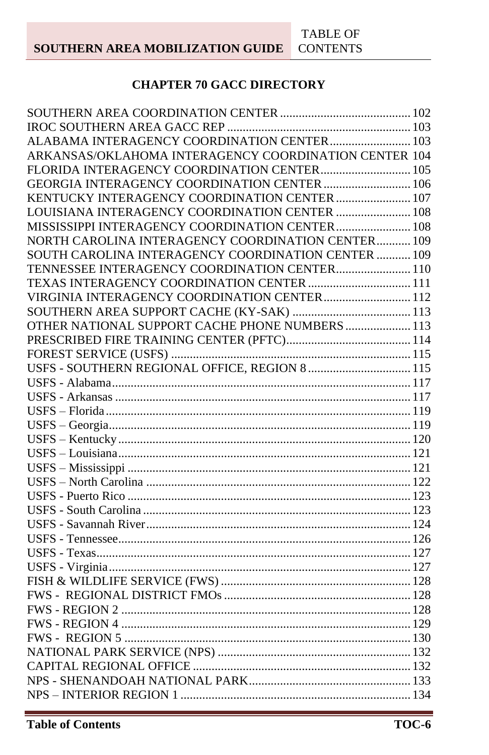## CHAPTER 70 GACC DIRECTORY

SOUTHERN AREA COORDINATION CENTER ........................................ 102
IROC SOUTHERN AREA GACC REP ........................................ 103
ALABAMA INTERAGENCY COORDINATION CENTER ........................................ 103
ARKANSAS/OKLAHOMA INTERAGENCY COORDINATION CENTER 104
FLORIDA INTERAGENCY COORDINATION CENTER ........................................ 105
GEORGIA INTERAGENCY COORDINATION CENTER ........................................ 106
KENTUCKY INTERAGENCY COORDINATION CENTER ........................................ 107
LOUISIANA INTERAGENCY COORDINATION CENTER ........................................ 108
MISSISSIPPI INTERAGENCY COORDINATION CENTER ........................................ 108
NORTH CAROLINA INTERAGENCY COORDINATION CENTER ........................................ 109
SOUTH CAROLINA INTERAGENCY COORDINATION CENTER ........................................ 109
TENNESSEE INTERAGENCY COORDINATION CENTER ........................................ 110
TEXAS INTERAGENCY COORDINATION CENTER ........................................ 111
VIRGINIA INTERAGENCY COORDINATION CENTER ........................................ 112
SOUTHERN AREA SUPPORT CACHE (KY-SAK) ........................................ 113
OTHER NATIONAL SUPPORT CACHE PHONE NUMBERS ........................................ 113
PRESCRIBED FIRE TRAINING CENTER (PFTC) ........................................ 114
FOREST SERVICE (USFS) ........................................ 115
USFS - SOUTHERN REGIONAL OFFICE, REGION 8 ........................................ 115
USFS - Alabama ........................................ 117
USFS - Arkansas ........................................ 117
USFS – Florida ........................................ 119
USFS – Georgia ........................................ 119
USFS – Kentucky ........................................ 120
USFS – Louisiana ........................................ 121
USFS – Mississippi ........................................ 121
USFS – North Carolina ........................................ 122
USFS - Puerto Rico ........................................ 123
USFS - South Carolina ........................................ 123
USFS - Savannah River ........................................ 124
USFS - Tennessee ........................................ 126
USFS - Texas ........................................ 127
USFS - Virginia ........................................ 127
FISH & WILDLIFE SERVICE (FWS) ........................................ 128
FWS - REGIONAL DISTRICT FMOs ........................................ 128
FWS - REGION 2 ........................................ 128
FWS - REGION 4 ........................................ 129
FWS - REGION 5 ........................................ 130
NATIONAL PARK SERVICE (NPS) ........................................ 132
CAPITAL REGIONAL OFFICE ........................................ 132
NPS - SHENANDOAH NATIONAL PARK ........................................ 133
NPS – INTERIOR REGION 1 ........................................ 134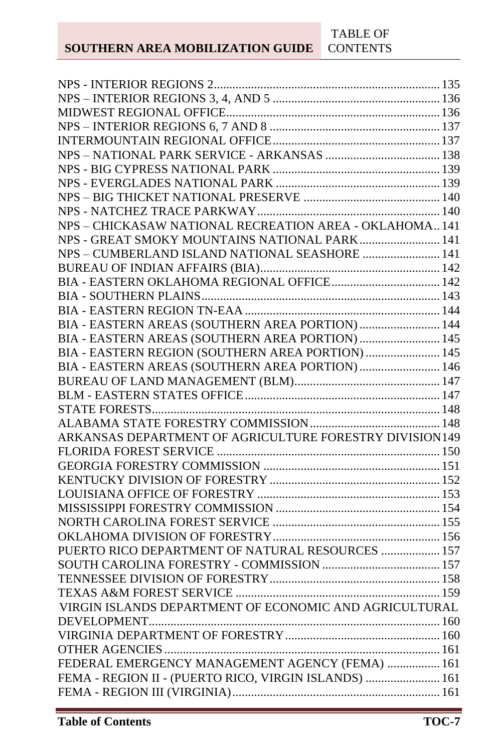NPS - INTERIOR REGIONS 2 ........................................................................ 135
NPS – INTERIOR REGIONS 3, 4, AND 5 ...................................................... 136
MIDWEST REGIONAL OFFICE ........................................................................ 136
NPS – INTERIOR REGIONS 6, 7 AND 8 ....................................................... 137
INTERMOUNTAIN REGIONAL OFFICE ......................................................... 137
NPS – NATIONAL PARK SERVICE - ARKANSAS ........................................ 138
NPS - BIG CYPRESS NATIONAL PARK ....................................................... 139
NPS - EVERGLADES NATIONAL PARK ....................................................... 139
NPS – BIG THICKET NATIONAL PRESERVE ............................................... 140
NPS - NATCHEZ TRACE PARKWAY ............................................................ 140
NPS – CHICKASAW NATIONAL RECREATION AREA - OKLAHOMA .. 141
NPS - GREAT SMOKY MOUNTAINS NATIONAL PARK ............................ 141
NPS – CUMBERLAND ISLAND NATIONAL SEASHORE ........................... 141
BUREAU OF INDIAN AFFAIRS (BIA) ........................................................... 142
BIA - EASTERN OKLAHOMA REGIONAL OFFICE ..................................... 142
BIA - SOUTHERN PLAINS ............................................................................. 143
BIA - EASTERN REGION TN-EAA ................................................................ 144
BIA - EASTERN AREAS (SOUTHERN AREA PORTION) ............................ 144
BIA - EASTERN AREAS (SOUTHERN AREA PORTION) ............................ 145
BIA - EASTERN REGION (SOUTHERN AREA PORTION) .......................... 145
BIA - EASTERN AREAS (SOUTHERN AREA PORTION) ............................ 146
BUREAU OF LAND MANAGEMENT (BLM) ................................................. 147
BLM - EASTERN STATES OFFICE ................................................................ 147
STATE FORESTS ............................................................................................. 148
ALABAMA STATE FORESTRY COMMISSION ............................................ 148
ARKANSAS DEPARTMENT OF AGRICULTURE FORESTRY DIVISION 149
FLORIDA FOREST SERVICE ......................................................................... 150
GEORGIA FORESTRY COMMISSION .......................................................... 151
KENTUCKY DIVISION OF FORESTRY ........................................................ 152
LOUISIANA OFFICE OF FORESTRY ............................................................ 153
MISSISSIPPI FORESTRY COMMISSION ...................................................... 154
NORTH CAROLINA FOREST SERVICE ....................................................... 155
OKLAHOMA DIVISION OF FORESTRY ....................................................... 156
PUERTO RICO DEPARTMENT OF NATURAL RESOURCES .................... 157
SOUTH CAROLINA FORESTRY - COMMISSION ....................................... 157
TENNESSEE DIVISION OF FORESTRY ........................................................ 158
TEXAS A&M FOREST SERVICE ................................................................... 159
VIRGIN ISLANDS DEPARTMENT OF ECONOMIC AND AGRICULTURAL DEVELOPMENT ................................................................................................ 160
VIRGINIA DEPARTMENT OF FORESTRY .................................................... 160
OTHER AGENCIES .......................................................................................... 161
FEDERAL EMERGENCY MANAGEMENT AGENCY (FEMA) .................. 161
FEMA - REGION II - (PUERTO RICO, VIRGIN ISLANDS) ......................... 161
FEMA - REGION III (VIRGINIA) .................................................................... 161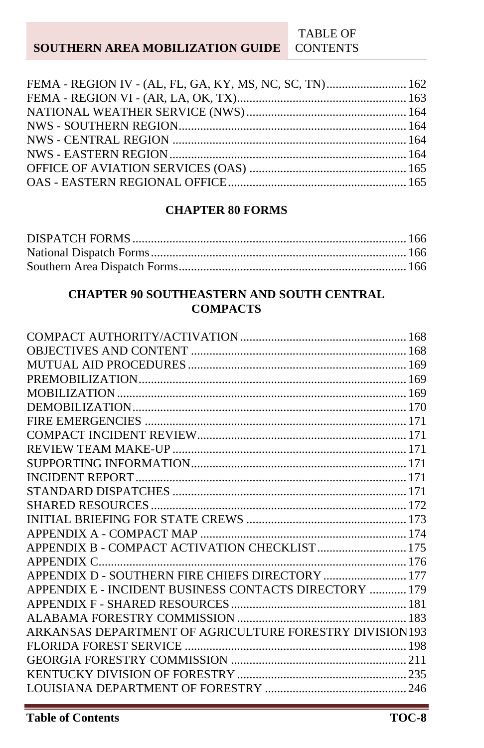FEMA - REGION IV - (AL, FL, GA, KY, MS, NC, SC, TN) .......... 162
FEMA - REGION VI - (AR, LA, OK, TX) .......... 163
NATIONAL WEATHER SERVICE (NWS) .......... 164
NWS - SOUTHERN REGION .......... 164
NWS - CENTRAL REGION .......... 164
NWS - EASTERN REGION .......... 164
OFFICE OF AVIATION SERVICES (OAS) .......... 165
OAS - EASTERN REGIONAL OFFICE .......... 165

## CHAPTER 80 FORMS

DISPATCH FORMS .......... 166
National Dispatch Forms .......... 166
Southern Area Dispatch Forms .......... 166

## CHAPTER 90 SOUTHEASTERN AND SOUTH CENTRAL COMPACTS

COMPACT AUTHORITY/ACTIVATION .......... 168
OBJECTIVES AND CONTENT .......... 168
MUTUAL AID PROCEDURES .......... 169
PREMOBILIZATION .......... 169
MOBILIZATION .......... 169
DEMOBILIZATION .......... 170
FIRE EMERGENCIES .......... 171
COMPACT INCIDENT REVIEW .......... 171
REVIEW TEAM MAKE-UP .......... 171
SUPPORTING INFORMATION .......... 171
INCIDENT REPORT .......... 171
STANDARD DISPATCHES .......... 171
SHARED RESOURCES .......... 172
INITIAL BRIEFING FOR STATE CREWS .......... 173
APPENDIX A - COMPACT MAP .......... 174
APPENDIX B - COMPACT ACTIVATION CHECKLIST .......... 175
APPENDIX C .......... 176
APPENDIX D - SOUTHERN FIRE CHIEFS DIRECTORY .......... 177
APPENDIX E - INCIDENT BUSINESS CONTACTS DIRECTORY .......... 179
APPENDIX F - SHARED RESOURCES .......... 181
ALABAMA FORESTRY COMMISSION .......... 183
ARKANSAS DEPARTMENT OF AGRICULTURE FORESTRY DIVISION .......... 193
FLORIDA FOREST SERVICE .......... 198
GEORGIA FORESTRY COMMISSION .......... 211
KENTUCKY DIVISION OF FORESTRY .......... 235
LOUISIANA DEPARTMENT OF FORESTRY .......... 246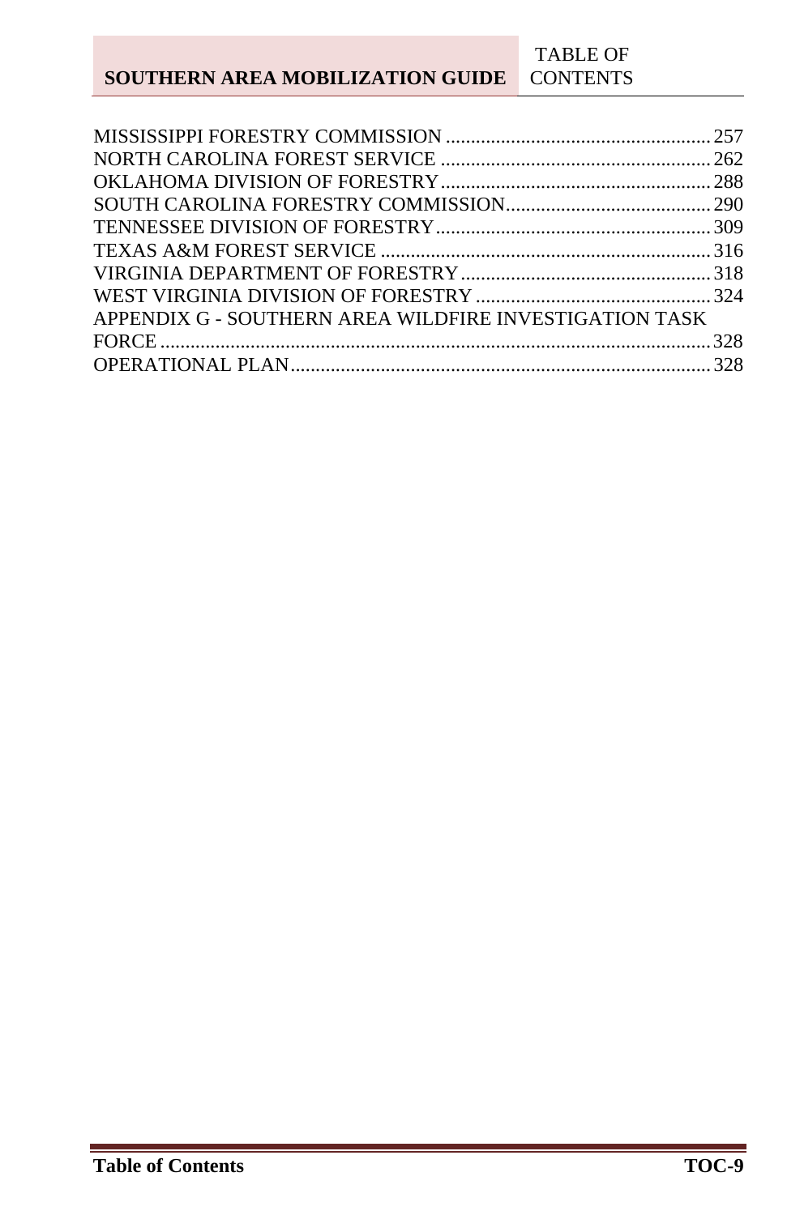MISSISSIPPI FORESTRY COMMISSION ..................................................... 257
NORTH CAROLINA FOREST SERVICE ..................................................... 262
OKLAHOMA DIVISION OF FORESTRY..................................................... 288
SOUTH CAROLINA FORESTRY COMMISSION......................................... 290
TENNESSEE DIVISION OF FORESTRY...................................................... 309
TEXAS A&M FOREST SERVICE ................................................................. 316
VIRGINIA DEPARTMENT OF FORESTRY.................................................. 318
WEST VIRGINIA DIVISION OF FORESTRY ............................................... 324
APPENDIX G - SOUTHERN AREA WILDFIRE INVESTIGATION TASK FORCE ........................................................................................................... 328
OPERATIONAL PLAN.................................................................................... 328